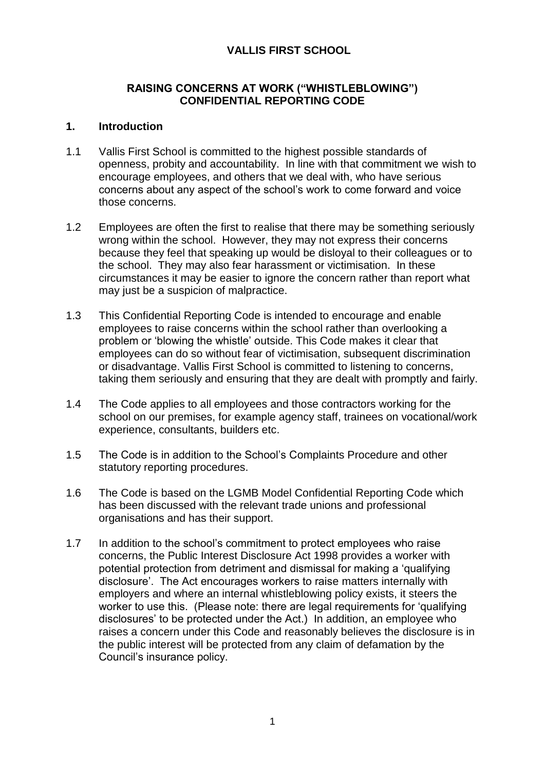# VALLIS FIRST SCHOOL

## RAISING CONCERNS AT WORK ("WHISTLEBLOWING") CONFIDENTIAL REPORTING CODE

### 1. Introduction

1.1 Vallis First School is committed to the highest possible standards of openness, probity and accountability. In line with that commitment we wish to encourage employees, and others that we deal with, who have serious concerns about any aspect of the school's work to come forward and voice those concerns.

1.2 Employees are often the first to realise that there may be something seriously wrong within the school. However, they may not express their concerns because they feel that speaking up would be disloyal to their colleagues or to the school. They may also fear harassment or victimisation. In these circumstances it may be easier to ignore the concern rather than report what may just be a suspicion of malpractice.

1.3 This Confidential Reporting Code is intended to encourage and enable employees to raise concerns within the school rather than overlooking a problem or 'blowing the whistle' outside. This Code makes it clear that employees can do so without fear of victimisation, subsequent discrimination or disadvantage. Vallis First School is committed to listening to concerns, taking them seriously and ensuring that they are dealt with promptly and fairly.

1.4 The Code applies to all employees and those contractors working for the school on our premises, for example agency staff, trainees on vocational/work experience, consultants, builders etc.

1.5 The Code is in addition to the School's Complaints Procedure and other statutory reporting procedures.

1.6 The Code is based on the LGMB Model Confidential Reporting Code which has been discussed with the relevant trade unions and professional organisations and has their support.

1.7 In addition to the school's commitment to protect employees who raise concerns, the Public Interest Disclosure Act 1998 provides a worker with potential protection from detriment and dismissal for making a 'qualifying disclosure'. The Act encourages workers to raise matters internally with employers and where an internal whistleblowing policy exists, it steers the worker to use this. (Please note: there are legal requirements for 'qualifying disclosures' to be protected under the Act.) In addition, an employee who raises a concern under this Code and reasonably believes the disclosure is in the public interest will be protected from any claim of defamation by the Council's insurance policy.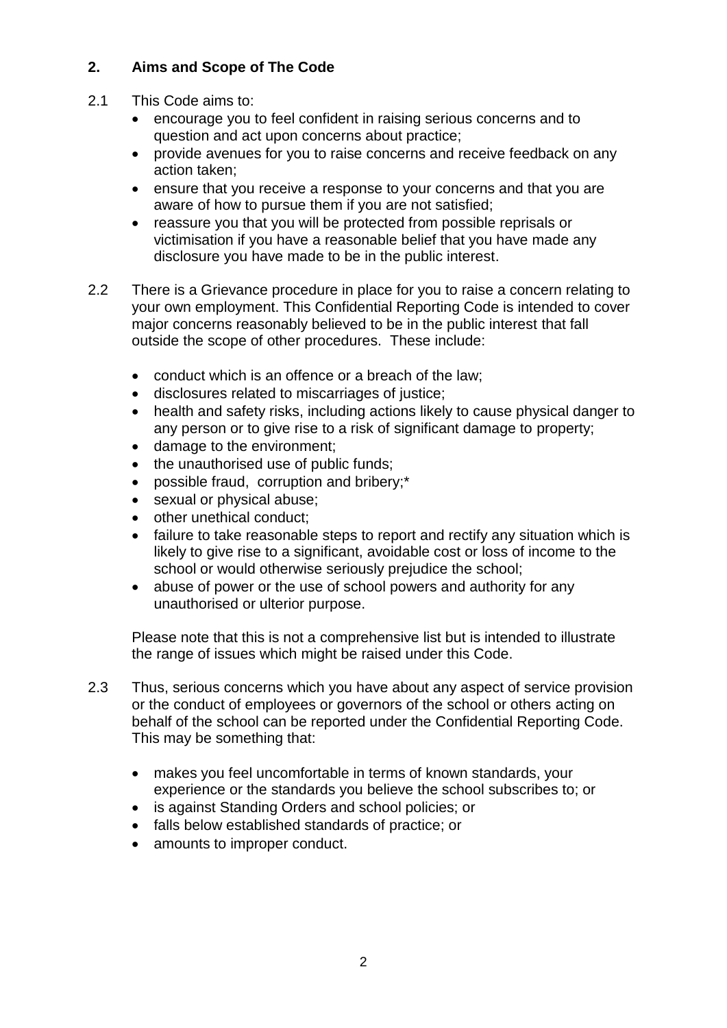## 2. Aims and Scope of The Code

2.1 This Code aims to:

- encourage you to feel confident in raising serious concerns and to question and act upon concerns about practice;
- provide avenues for you to raise concerns and receive feedback on any action taken;
- ensure that you receive a response to your concerns and that you are aware of how to pursue them if you are not satisfied;
- reassure you that you will be protected from possible reprisals or victimisation if you have a reasonable belief that you have made any disclosure you have made to be in the public interest.

2.2 There is a Grievance procedure in place for you to raise a concern relating to your own employment. This Confidential Reporting Code is intended to cover major concerns reasonably believed to be in the public interest that fall outside the scope of other procedures. These include:

- conduct which is an offence or a breach of the law;
- disclosures related to miscarriages of justice;
- health and safety risks, including actions likely to cause physical danger to any person or to give rise to a risk of significant damage to property;
- damage to the environment;
- the unauthorised use of public funds;
- possible fraud, corruption and bribery;*
- sexual or physical abuse;
- other unethical conduct;
- failure to take reasonable steps to report and rectify any situation which is likely to give rise to a significant, avoidable cost or loss of income to the school or would otherwise seriously prejudice the school;
- abuse of power or the use of school powers and authority for any unauthorised or ulterior purpose.

Please note that this is not a comprehensive list but is intended to illustrate the range of issues which might be raised under this Code.

2.3 Thus, serious concerns which you have about any aspect of service provision or the conduct of employees or governors of the school or others acting on behalf of the school can be reported under the Confidential Reporting Code. This may be something that:

- makes you feel uncomfortable in terms of known standards, your experience or the standards you believe the school subscribes to; or
- is against Standing Orders and school policies; or
- falls below established standards of practice; or
- amounts to improper conduct.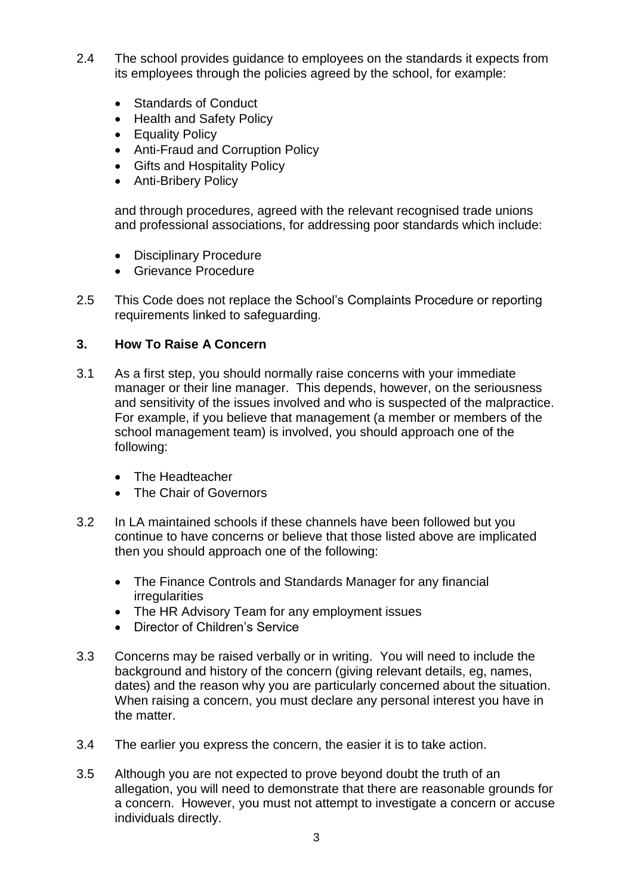2.4 The school provides guidance to employees on the standards it expects from its employees through the policies agreed by the school, for example:

- Standards of Conduct
- Health and Safety Policy
- Equality Policy
- Anti-Fraud and Corruption Policy
- Gifts and Hospitality Policy
- Anti-Bribery Policy

and through procedures, agreed with the relevant recognised trade unions and professional associations, for addressing poor standards which include:

- Disciplinary Procedure
- Grievance Procedure

2.5 This Code does not replace the School's Complaints Procedure or reporting requirements linked to safeguarding.

## 3. How To Raise A Concern

3.1 As a first step, you should normally raise concerns with your immediate manager or their line manager. This depends, however, on the seriousness and sensitivity of the issues involved and who is suspected of the malpractice. For example, if you believe that management (a member or members of the school management team) is involved, you should approach one of the following:

- The Headteacher
- The Chair of Governors

3.2 In LA maintained schools if these channels have been followed but you continue to have concerns or believe that those listed above are implicated then you should approach one of the following:

- The Finance Controls and Standards Manager for any financial irregularities
- The HR Advisory Team for any employment issues
- Director of Children's Service

3.3 Concerns may be raised verbally or in writing. You will need to include the background and history of the concern (giving relevant details, eg, names, dates) and the reason why you are particularly concerned about the situation. When raising a concern, you must declare any personal interest you have in the matter.

3.4 The earlier you express the concern, the easier it is to take action.

3.5 Although you are not expected to prove beyond doubt the truth of an allegation, you will need to demonstrate that there are reasonable grounds for a concern. However, you must not attempt to investigate a concern or accuse individuals directly.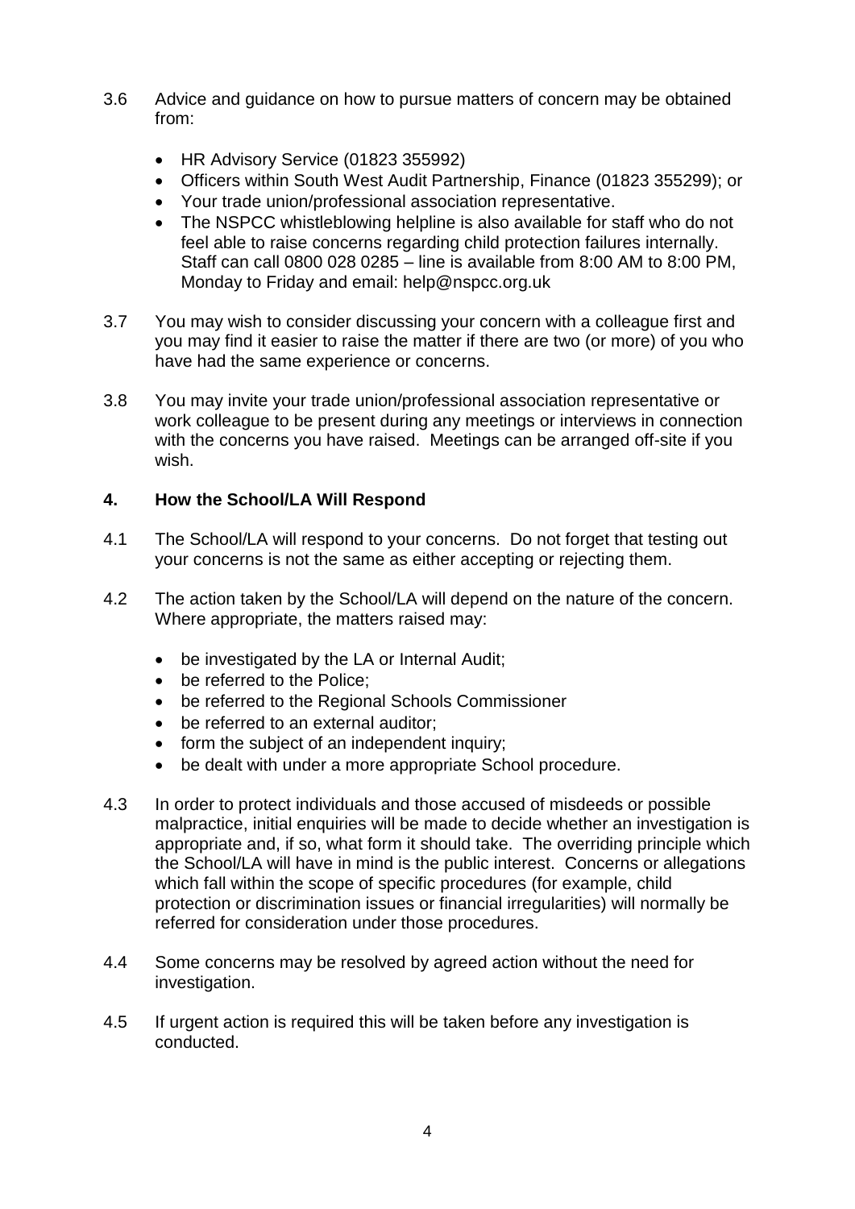3.6 Advice and guidance on how to pursue matters of concern may be obtained from:

- HR Advisory Service (01823 355992)
- Officers within South West Audit Partnership, Finance (01823 355299); or
- Your trade union/professional association representative.
- The NSPCC whistleblowing helpline is also available for staff who do not feel able to raise concerns regarding child protection failures internally. Staff can call 0800 028 0285 – line is available from 8:00 AM to 8:00 PM, Monday to Friday and email: help@nspcc.org.uk

3.7 You may wish to consider discussing your concern with a colleague first and you may find it easier to raise the matter if there are two (or more) of you who have had the same experience or concerns.

3.8 You may invite your trade union/professional association representative or work colleague to be present during any meetings or interviews in connection with the concerns you have raised. Meetings can be arranged off-site if you wish.

## 4. How the School/LA Will Respond

4.1 The School/LA will respond to your concerns. Do not forget that testing out your concerns is not the same as either accepting or rejecting them.

4.2 The action taken by the School/LA will depend on the nature of the concern. Where appropriate, the matters raised may:

- be investigated by the LA or Internal Audit;
- be referred to the Police;
- be referred to the Regional Schools Commissioner
- be referred to an external auditor;
- form the subject of an independent inquiry;
- be dealt with under a more appropriate School procedure.

4.3 In order to protect individuals and those accused of misdeeds or possible malpractice, initial enquiries will be made to decide whether an investigation is appropriate and, if so, what form it should take. The overriding principle which the School/LA will have in mind is the public interest. Concerns or allegations which fall within the scope of specific procedures (for example, child protection or discrimination issues or financial irregularities) will normally be referred for consideration under those procedures.

4.4 Some concerns may be resolved by agreed action without the need for investigation.

4.5 If urgent action is required this will be taken before any investigation is conducted.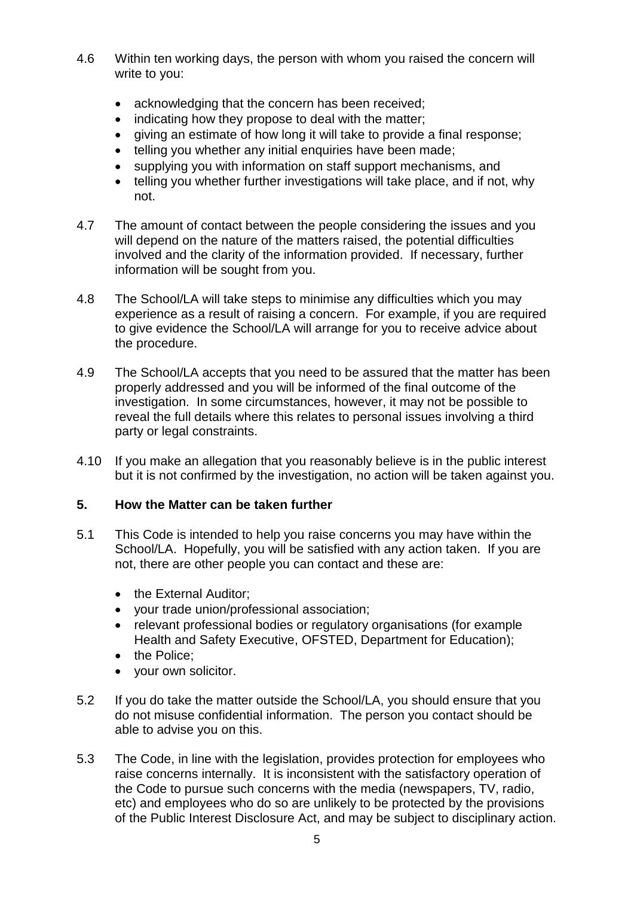4.6 Within ten working days, the person with whom you raised the concern will write to you:

- acknowledging that the concern has been received;
- indicating how they propose to deal with the matter;
- giving an estimate of how long it will take to provide a final response;
- telling you whether any initial enquiries have been made;
- supplying you with information on staff support mechanisms, and
- telling you whether further investigations will take place, and if not, why not.

4.7 The amount of contact between the people considering the issues and you will depend on the nature of the matters raised, the potential difficulties involved and the clarity of the information provided. If necessary, further information will be sought from you.

4.8 The School/LA will take steps to minimise any difficulties which you may experience as a result of raising a concern. For example, if you are required to give evidence the School/LA will arrange for you to receive advice about the procedure.

4.9 The School/LA accepts that you need to be assured that the matter has been properly addressed and you will be informed of the final outcome of the investigation. In some circumstances, however, it may not be possible to reveal the full details where this relates to personal issues involving a third party or legal constraints.

4.10 If you make an allegation that you reasonably believe is in the public interest but it is not confirmed by the investigation, no action will be taken against you.

## 5. How the Matter can be taken further

5.1 This Code is intended to help you raise concerns you may have within the School/LA. Hopefully, you will be satisfied with any action taken. If you are not, there are other people you can contact and these are:

- the External Auditor;
- your trade union/professional association;
- relevant professional bodies or regulatory organisations (for example Health and Safety Executive, OFSTED, Department for Education);
- the Police;
- your own solicitor.

5.2 If you do take the matter outside the School/LA, you should ensure that you do not misuse confidential information. The person you contact should be able to advise you on this.

5.3 The Code, in line with the legislation, provides protection for employees who raise concerns internally. It is inconsistent with the satisfactory operation of the Code to pursue such concerns with the media (newspapers, TV, radio, etc) and employees who do so are unlikely to be protected by the provisions of the Public Interest Disclosure Act, and may be subject to disciplinary action.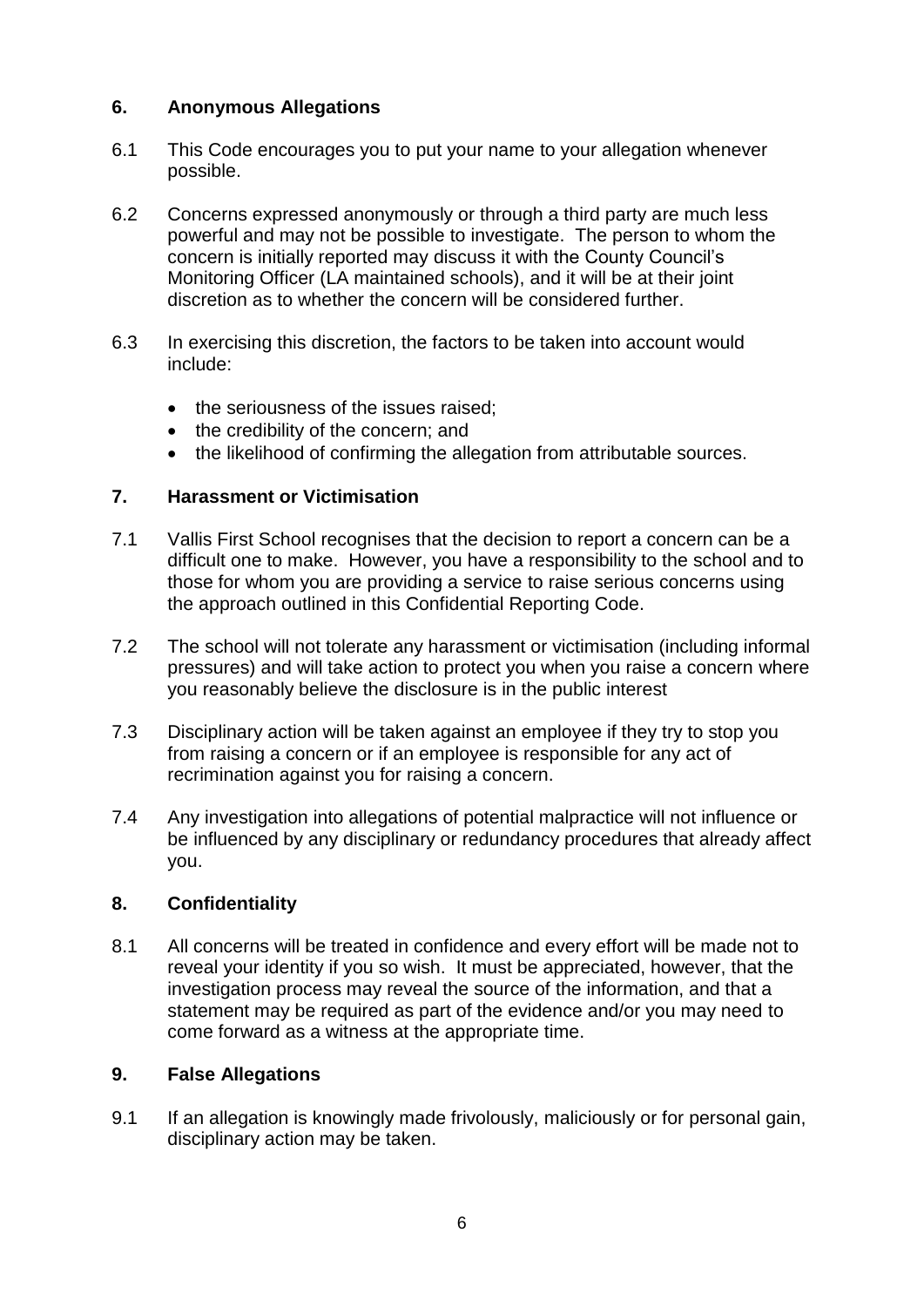## 6. Anonymous Allegations

6.1 This Code encourages you to put your name to your allegation whenever possible.

6.2 Concerns expressed anonymously or through a third party are much less powerful and may not be possible to investigate. The person to whom the concern is initially reported may discuss it with the County Council's Monitoring Officer (LA maintained schools), and it will be at their joint discretion as to whether the concern will be considered further.

6.3 In exercising this discretion, the factors to be taken into account would include:

- the seriousness of the issues raised;
- the credibility of the concern; and
- the likelihood of confirming the allegation from attributable sources.

## 7. Harassment or Victimisation

7.1 Vallis First School recognises that the decision to report a concern can be a difficult one to make. However, you have a responsibility to the school and to those for whom you are providing a service to raise serious concerns using the approach outlined in this Confidential Reporting Code.

7.2 The school will not tolerate any harassment or victimisation (including informal pressures) and will take action to protect you when you raise a concern where you reasonably believe the disclosure is in the public interest

7.3 Disciplinary action will be taken against an employee if they try to stop you from raising a concern or if an employee is responsible for any act of recrimination against you for raising a concern.

7.4 Any investigation into allegations of potential malpractice will not influence or be influenced by any disciplinary or redundancy procedures that already affect you.

## 8. Confidentiality

8.1 All concerns will be treated in confidence and every effort will be made not to reveal your identity if you so wish. It must be appreciated, however, that the investigation process may reveal the source of the information, and that a statement may be required as part of the evidence and/or you may need to come forward as a witness at the appropriate time.

## 9. False Allegations

9.1 If an allegation is knowingly made frivolously, maliciously or for personal gain, disciplinary action may be taken.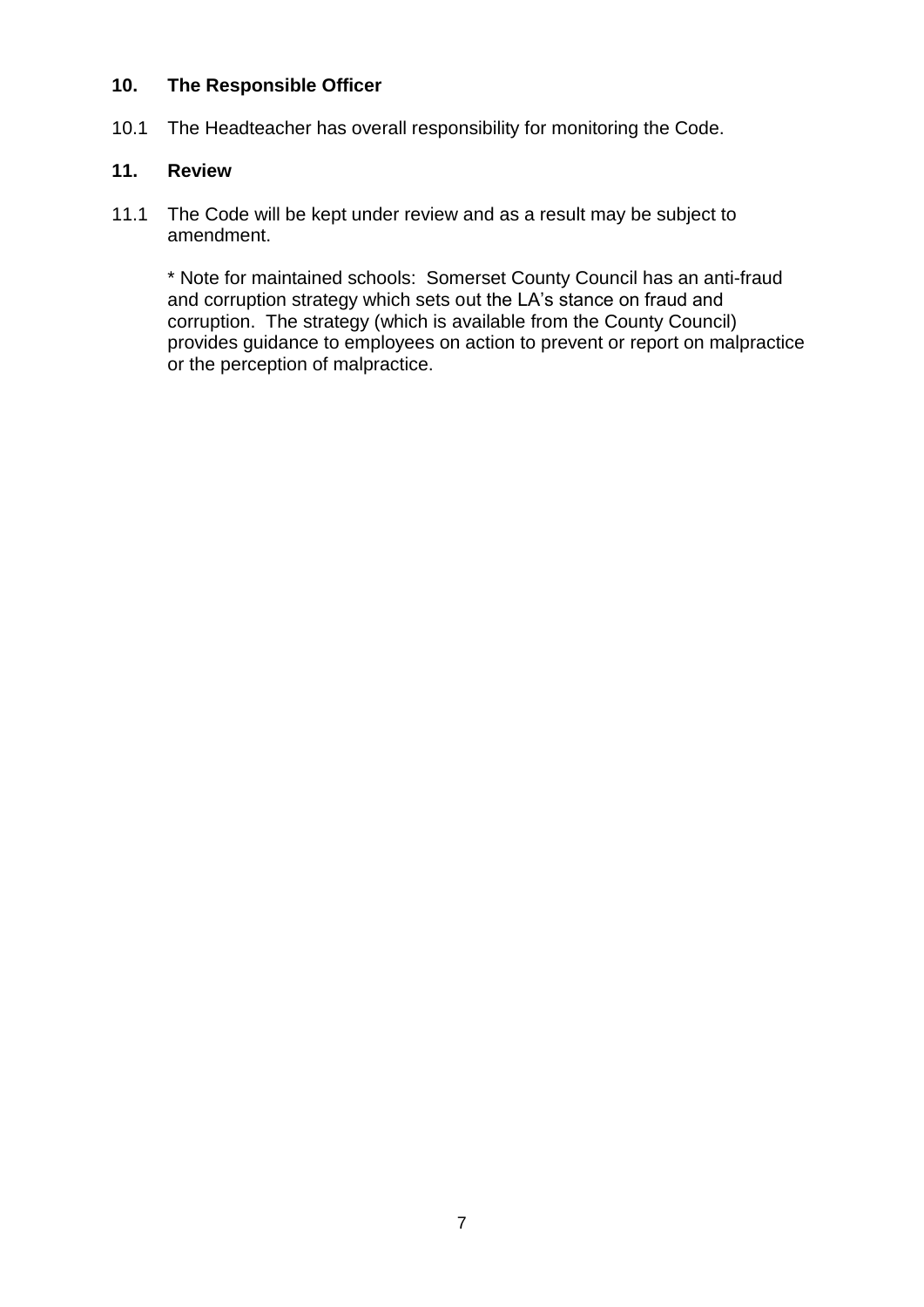## 10. The Responsible Officer

10.1 The Headteacher has overall responsibility for monitoring the Code.

## 11. Review

11.1 The Code will be kept under review and as a result may be subject to amendment.

* Note for maintained schools: Somerset County Council has an anti-fraud and corruption strategy which sets out the LA's stance on fraud and corruption. The strategy (which is available from the County Council) provides guidance to employees on action to prevent or report on malpractice or the perception of malpractice.